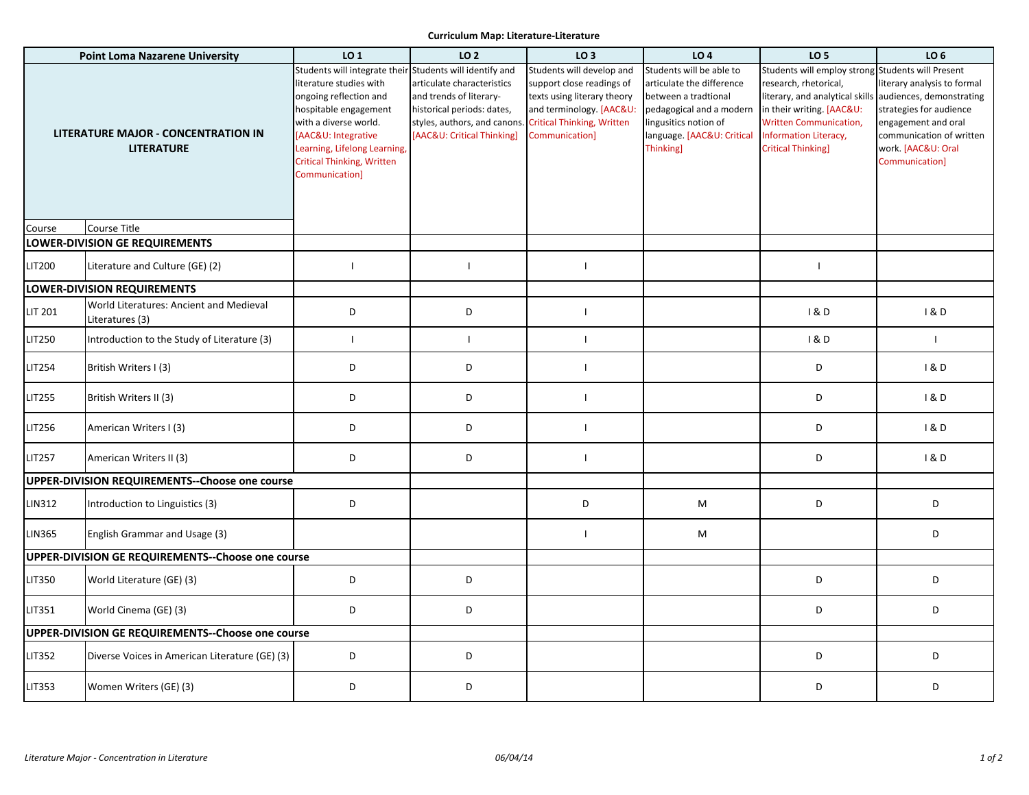**Curriculum Map: Literature-Literature**

| Point Loma Nazarene University | | LO 1 | LO 2 | LO 3 | LO 4 | LO 5 | LO 6 |
|---|---|---|---|---|---|---|---|
| LITERATURE MAJOR - CONCENTRATION IN LITERATURE | | Students will integrate their literature studies with ongoing reflection and hospitable engagement with a diverse world. [AAC&U: Integrative Learning, Lifelong Learning, Critical Thinking, Written Communication] | Students will identify and articulate characteristics and trends of literary-historical periods: dates, styles, authors, and canons. [AAC&U: Critical Thinking] | Students will develop and support close readings of texts using literary theory and terminology. [AAC&U: Critical Thinking, Written Communication] | Students will be able to articulate the difference between a tradtional pedagogical and a modern lingusitics notion of language. [AAC&U: Critical Thinking] | Students will employ strong research, rhetorical, literary, and analytical skills in their writing. [AAC&U: Written Communication, Information Literacy, Critical Thinking] | Students will Present literary analysis to formal audiences, demonstrating strategies for audience engagement and oral communication of written work. [AAC&U: Oral Communication] |
| Course | Course Title | | | | | | |
| **LOWER-DIVISION GE REQUIREMENTS** | | | | | | | |
| LIT200 | Literature and Culture (GE) (2) | I | I | I | | I | |
| **LOWER-DIVISION REQUIREMENTS** | | | | | | | |
| LIT 201 | World Literatures: Ancient and Medieval Literatures (3) | D | D | I | | I & D | I & D |
| LIT250 | Introduction to the Study of Literature (3) | I | I | I | | I & D | I |
| LIT254 | British Writers I (3) | D | D | I | | D | I & D |
| LIT255 | British Writers II (3) | D | D | I | | D | I & D |
| LIT256 | American Writers I (3) | D | D | I | | D | I & D |
| LIT257 | American Writers II (3) | D | D | I | | D | I & D |
| **UPPER-DIVISION REQUIREMENTS--Choose one course** | | | | | | | |
| LIN312 | Introduction to Linguistics (3) | D | | D | M | D | D |
| LIN365 | English Grammar and Usage (3) | | | I | M | | D |
| **UPPER-DIVISION GE REQUIREMENTS--Choose one course** | | | | | | | |
| LIT350 | World Literature (GE) (3) | D | D | | | D | D |
| LIT351 | World Cinema (GE) (3) | D | D | | | D | D |
| **UPPER-DIVISION GE REQUIREMENTS--Choose one course** | | | | | | | |
| LIT352 | Diverse Voices in American Literature (GE) (3) | D | D | | | D | D |
| LIT353 | Women Writers (GE) (3) | D | D | | | D | D |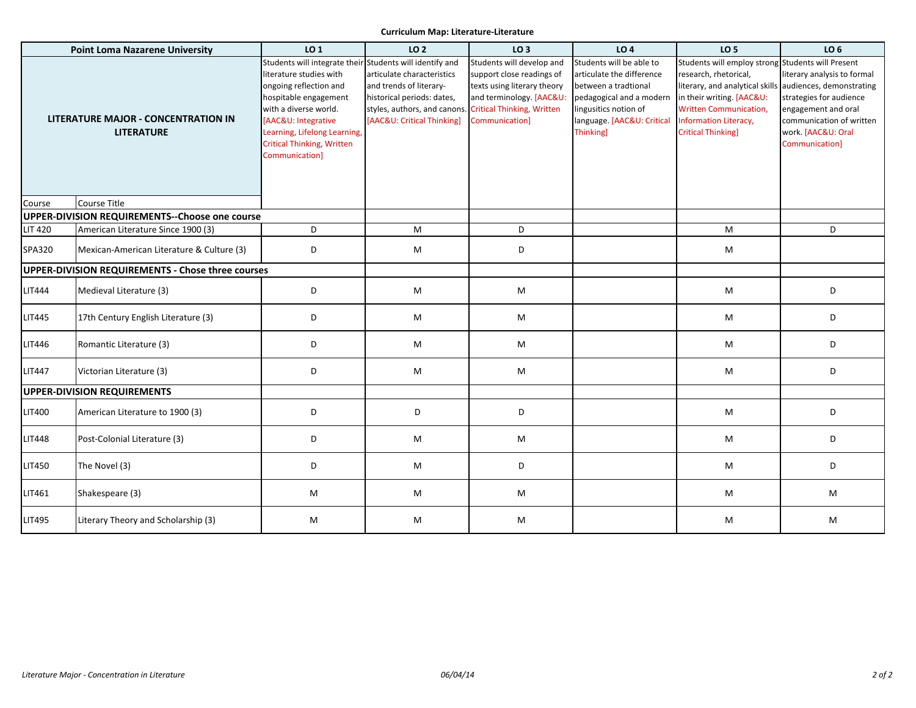**Curriculum Map: Literature-Literature**

| Point Loma Nazarene University | | LO 1 | LO 2 | LO 3 | LO 4 | LO 5 | LO 6 |
|---|---|---|---|---|---|---|---|
| LITERATURE MAJOR - CONCENTRATION IN LITERATURE | | Students will integrate their literature studies with ongoing reflection and hospitable engagement with a diverse world. [AAC&U: Integrative Learning, Lifelong Learning, Critical Thinking, Written Communication] | Students will identify and articulate characteristics and trends of literary-historical periods: dates, styles, authors, and canons. [AAC&U: Critical Thinking] | Students will develop and support close readings of texts using literary theory and terminology. [AAC&U: Critical Thinking, Written Communication] | Students will be able to articulate the difference between a tradtional pedagogical and a modern lingusitics notion of language. [AAC&U: Critical Thinking] | Students will employ strong research, rhetorical, literary, and analytical skills in their writing. [AAC&U: Written Communication, Information Literacy, Critical Thinking] | Students will Present literary analysis to formal audiences, demonstrating strategies for audience engagement and oral communication of written work. [AAC&U: Oral Communication] |
| Course | Course Title | | | | | | |
| **UPPER-DIVISION REQUIREMENTS--Choose one course** | | | | | | | |
| LIT 420 | American Literature Since 1900 (3) | D | M | D | | M | D |
| SPA320 | Mexican-American Literature & Culture (3) | D | M | D | | M | |
| **UPPER-DIVISION REQUIREMENTS - Chose three courses** | | | | | | | |
| LIT444 | Medieval Literature (3) | D | M | M | | M | D |
| LIT445 | 17th Century English Literature (3) | D | M | M | | M | D |
| LIT446 | Romantic Literature (3) | D | M | M | | M | D |
| LIT447 | Victorian Literature (3) | D | M | M | | M | D |
| **UPPER-DIVISION REQUIREMENTS** | | | | | | | |
| LIT400 | American Literature to 1900 (3) | D | D | D | | M | D |
| LIT448 | Post-Colonial Literature (3) | D | M | M | | M | D |
| LIT450 | The Novel (3) | D | M | D | | M | D |
| LIT461 | Shakespeare (3) | M | M | M | | M | M |
| LIT495 | Literary Theory and Scholarship (3) | M | M | M | | M | M |

*Literature Major - Concentration in Literature* *06/04/14*